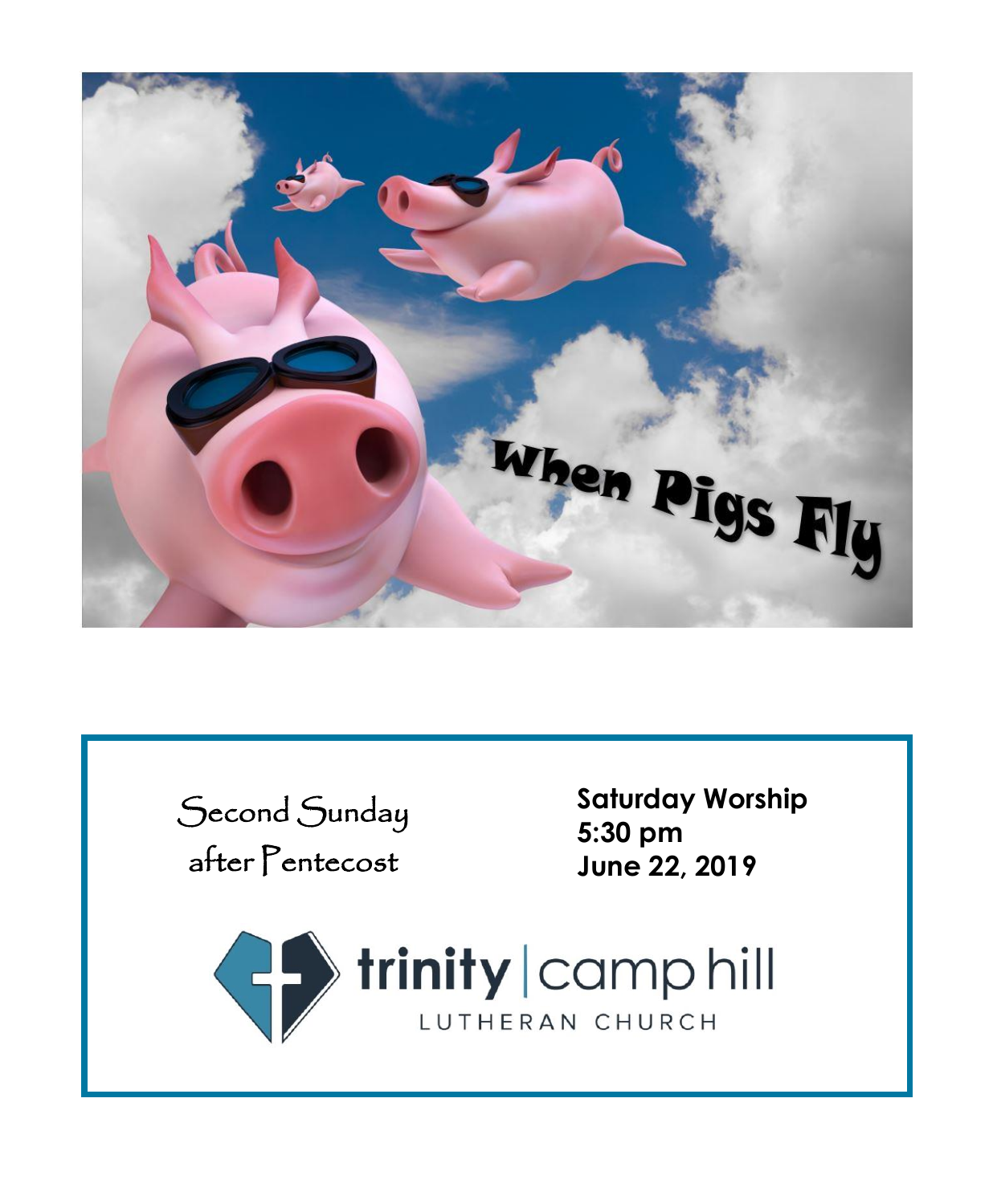When Pigs Fly

Second Sunday after Pentecost

**Saturday Worship**
**5:30 pm**
**June 22, 2019**

trinity | camp hill
LUTHERAN CHURCH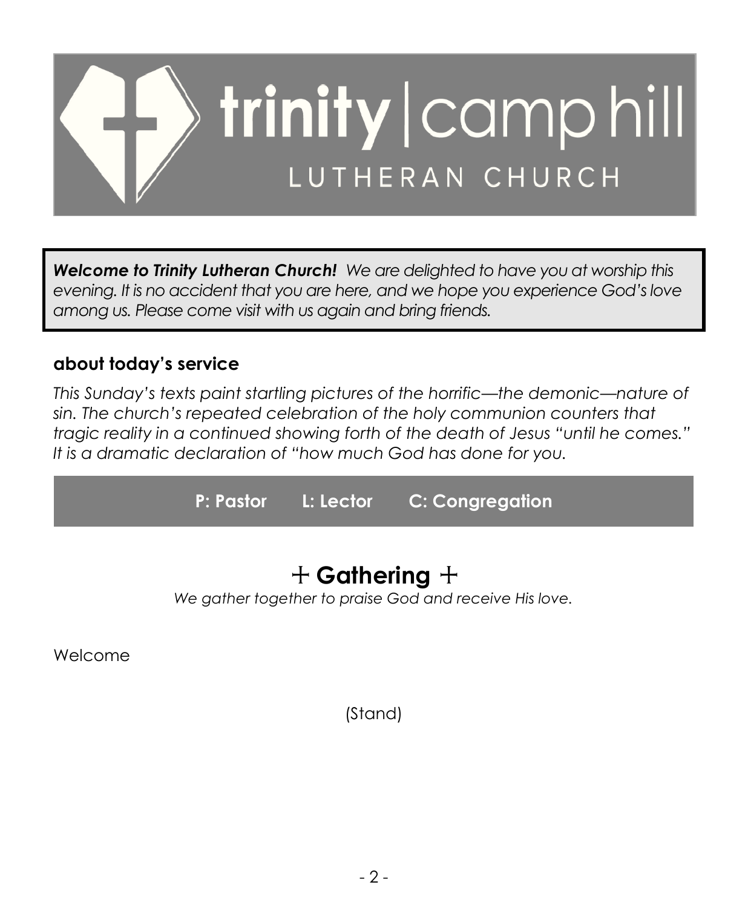# trinity | camp hill LUTHERAN CHURCH

***Welcome to Trinity Lutheran Church!*** *We are delighted to have you at worship this evening. It is no accident that you are here, and we hope you experience God's love among us. Please come visit with us again and bring friends.*

## about today's service

*This Sunday's texts paint startling pictures of the horrific—the demonic—nature of sin. The church's repeated celebration of the holy communion counters that tragic reality in a continued showing forth of the death of Jesus "until he comes." It is a dramatic declaration of "how much God has done for you.*

**P: Pastor  L: Lector  C: Congregation**

# + Gathering +

*We gather together to praise God and receive His love.*

Welcome

(Stand)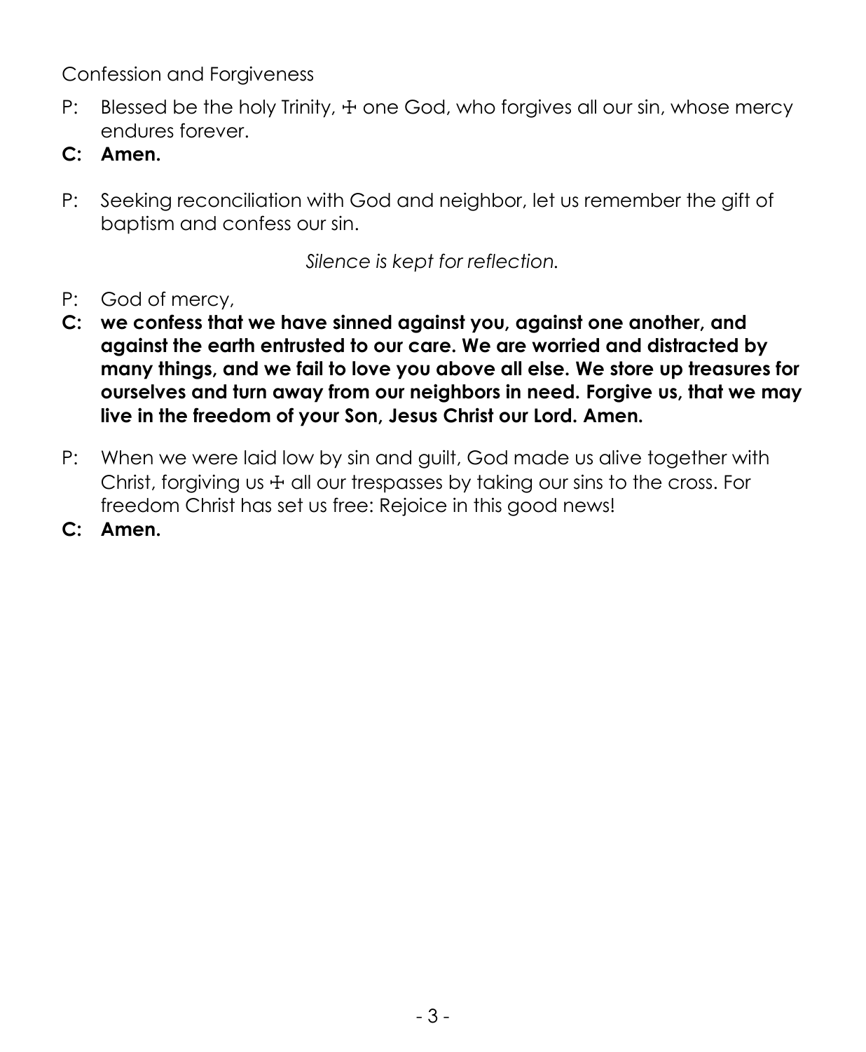Confession and Forgiveness

P: Blessed be the holy Trinity, ☩ one God, who forgives all our sin, whose mercy endures forever.

**C: Amen.**

P: Seeking reconciliation with God and neighbor, let us remember the gift of baptism and confess our sin.

*Silence is kept for reflection.*

P: God of mercy,

**C: we confess that we have sinned against you, against one another, and against the earth entrusted to our care. We are worried and distracted by many things, and we fail to love you above all else. We store up treasures for ourselves and turn away from our neighbors in need. Forgive us, that we may live in the freedom of your Son, Jesus Christ our Lord. Amen.**

P: When we were laid low by sin and guilt, God made us alive together with Christ, forgiving us ☩ all our trespasses by taking our sins to the cross. For freedom Christ has set us free: Rejoice in this good news!

**C: Amen.**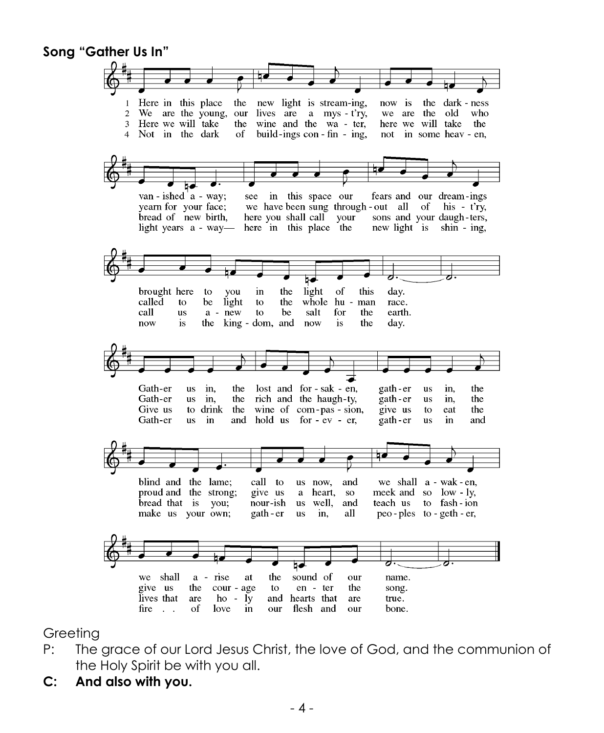**Song "Gather Us In"**

1. Here in this place the new light is stream-ing, now is the dark-ness van-ished a-way; see in this space our fears and our dream-ings brought here to you in the light of this day.
2. We are the young, our lives are a mys-t'ry, we are the old who yearn for your face; we have been sung through-out all of his-t'ry, called to be light to the whole hu-man race.
3. Here we will take the wine and the wa-ter, here we will take the bread of new birth, here you shall call your sons and your daugh-ters, call us a-new to be salt for the earth.
4. Not in the dark of build-ings con-fin-ing, not in some heav-en, light years a-way— here in this place the new light is shin-ing, now is the king-dom, and now is the day.

Gath-er us in, the lost and for-sak-en, gath-er us in, the blind and the lame; call to us now, and we shall a-wak-en, we shall a-rise at the sound of our name.

Gath-er us in, the rich and the haugh-ty, gath-er us in, the proud and the strong; give us a heart, so meek and so low-ly, give us the cour-age to en-ter the song.

Give us to drink the wine of com-pas-sion, give us to eat the bread that is you; nour-ish us well, and teach us to fash-ion lives that are ho-ly and hearts that are true.

Gath-er us in and hold us for-ev-er, gath-er us in and make us your own; gath-er us in, all peo-ples to-geth-er, fire . . of love in our flesh and our bone.

Greeting

P: The grace of our Lord Jesus Christ, the love of God, and the communion of the Holy Spirit be with you all.

**C: And also with you.**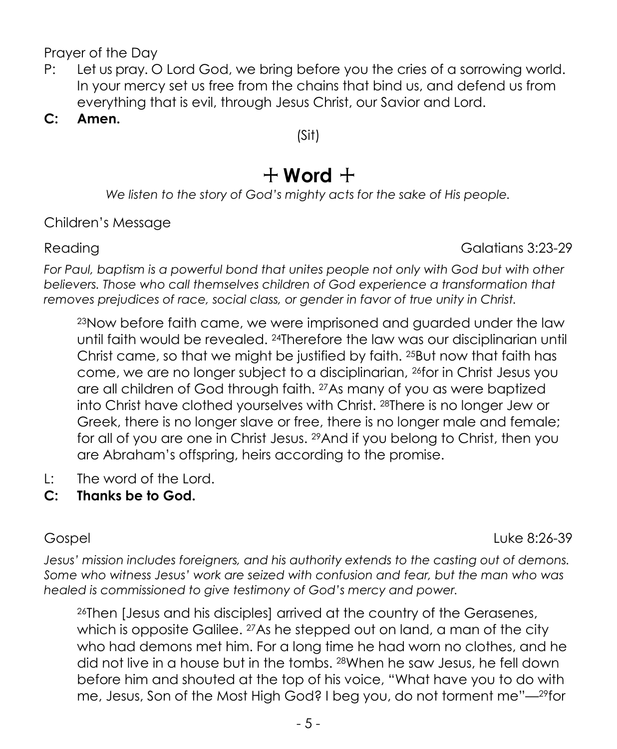Prayer of the Day

P: Let us pray. O Lord God, we bring before you the cries of a sorrowing world. In your mercy set us free from the chains that bind us, and defend us from everything that is evil, through Jesus Christ, our Savior and Lord.

**C: Amen.**

(Sit)

# ☩ Word ☩

*We listen to the story of God's mighty acts for the sake of His people.*

Children's Message

Reading Galatians 3:23-29

*For Paul, baptism is a powerful bond that unites people not only with God but with other believers. Those who call themselves children of God experience a transformation that removes prejudices of race, social class, or gender in favor of true unity in Christ.*

> [23]Now before faith came, we were imprisoned and guarded under the law until faith would be revealed. [24]Therefore the law was our disciplinarian until Christ came, so that we might be justified by faith. [25]But now that faith has come, we are no longer subject to a disciplinarian, [26]for in Christ Jesus you are all children of God through faith. [27]As many of you as were baptized into Christ have clothed yourselves with Christ. [28]There is no longer Jew or Greek, there is no longer slave or free, there is no longer male and female; for all of you are one in Christ Jesus. [29]And if you belong to Christ, then you are Abraham's offspring, heirs according to the promise.

L: The word of the Lord.

**C: Thanks be to God.**

Gospel Luke 8:26-39

*Jesus' mission includes foreigners, and his authority extends to the casting out of demons. Some who witness Jesus' work are seized with confusion and fear, but the man who was healed is commissioned to give testimony of God's mercy and power.*

> [26]Then [Jesus and his disciples] arrived at the country of the Gerasenes, which is opposite Galilee. [27]As he stepped out on land, a man of the city who had demons met him. For a long time he had worn no clothes, and he did not live in a house but in the tombs. [28]When he saw Jesus, he fell down before him and shouted at the top of his voice, "What have you to do with me, Jesus, Son of the Most High God? I beg you, do not torment me"—[29]for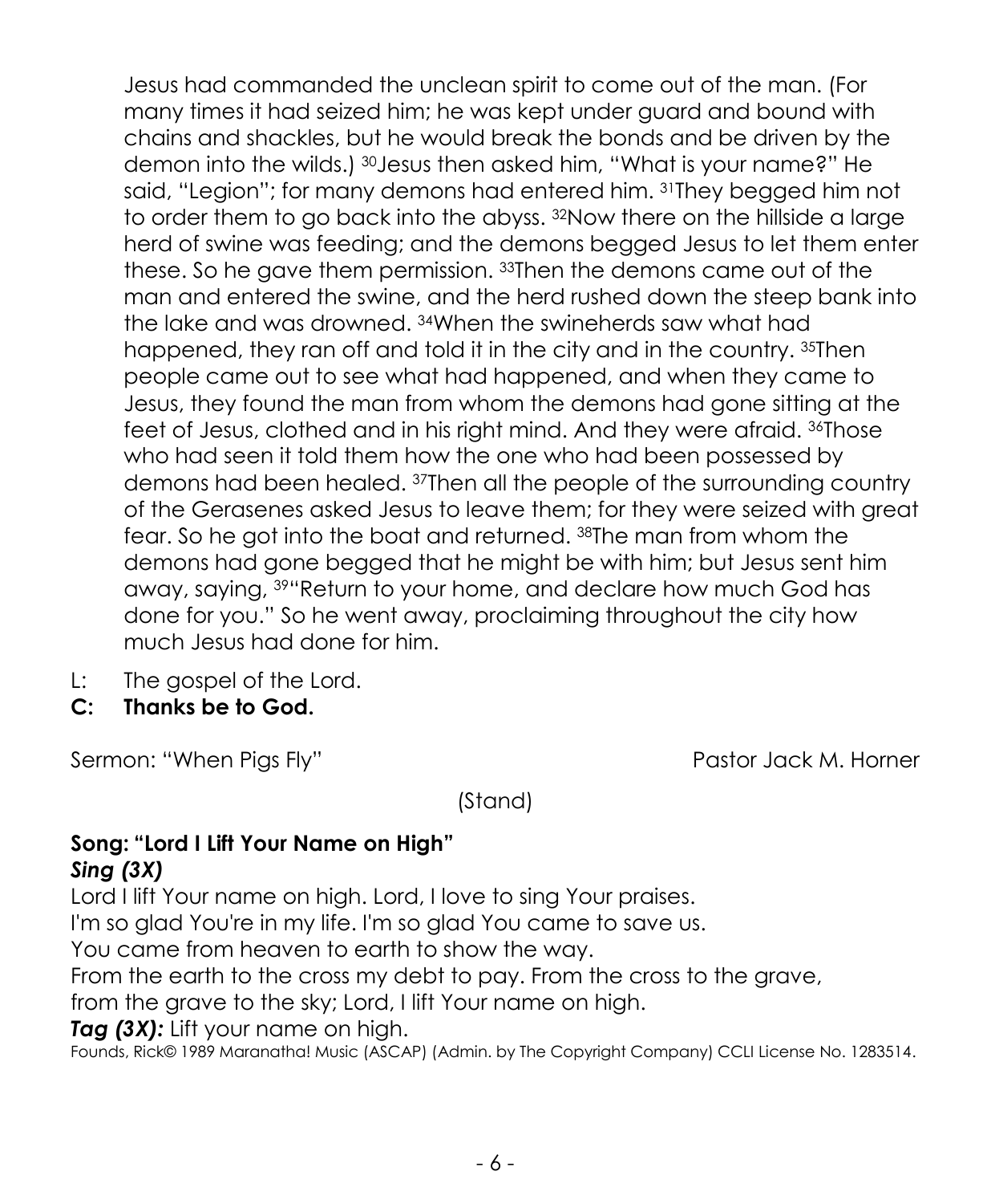Jesus had commanded the unclean spirit to come out of the man. (For many times it had seized him; he was kept under guard and bound with chains and shackles, but he would break the bonds and be driven by the demon into the wilds.) [30]Jesus then asked him, "What is your name?" He said, "Legion"; for many demons had entered him. [31]They begged him not to order them to go back into the abyss. [32]Now there on the hillside a large herd of swine was feeding; and the demons begged Jesus to let them enter these. So he gave them permission. [33]Then the demons came out of the man and entered the swine, and the herd rushed down the steep bank into the lake and was drowned. [34]When the swineherds saw what had happened, they ran off and told it in the city and in the country. [35]Then people came out to see what had happened, and when they came to Jesus, they found the man from whom the demons had gone sitting at the feet of Jesus, clothed and in his right mind. And they were afraid. [36]Those who had seen it told them how the one who had been possessed by demons had been healed. [37]Then all the people of the surrounding country of the Gerasenes asked Jesus to leave them; for they were seized with great fear. So he got into the boat and returned. [38]The man from whom the demons had gone begged that he might be with him; but Jesus sent him away, saying, [39]"Return to your home, and declare how much God has done for you." So he went away, proclaiming throughout the city how much Jesus had done for him.

L: The gospel of the Lord.
**C: Thanks be to God.**

Sermon: "When Pigs Fly" Pastor Jack M. Horner

(Stand)

**Song: "Lord I Lift Your Name on High"**
***Sing (3X)***

Lord I lift Your name on high. Lord, I love to sing Your praises.
I'm so glad You're in my life. I'm so glad You came to save us.
You came from heaven to earth to show the way.
From the earth to the cross my debt to pay. From the cross to the grave,
from the grave to the sky; Lord, I lift Your name on high.
***Tag (3X):*** Lift your name on high.

Founds, Rick© 1989 Maranatha! Music (ASCAP) (Admin. by The Copyright Company) CCLI License No. 1283514.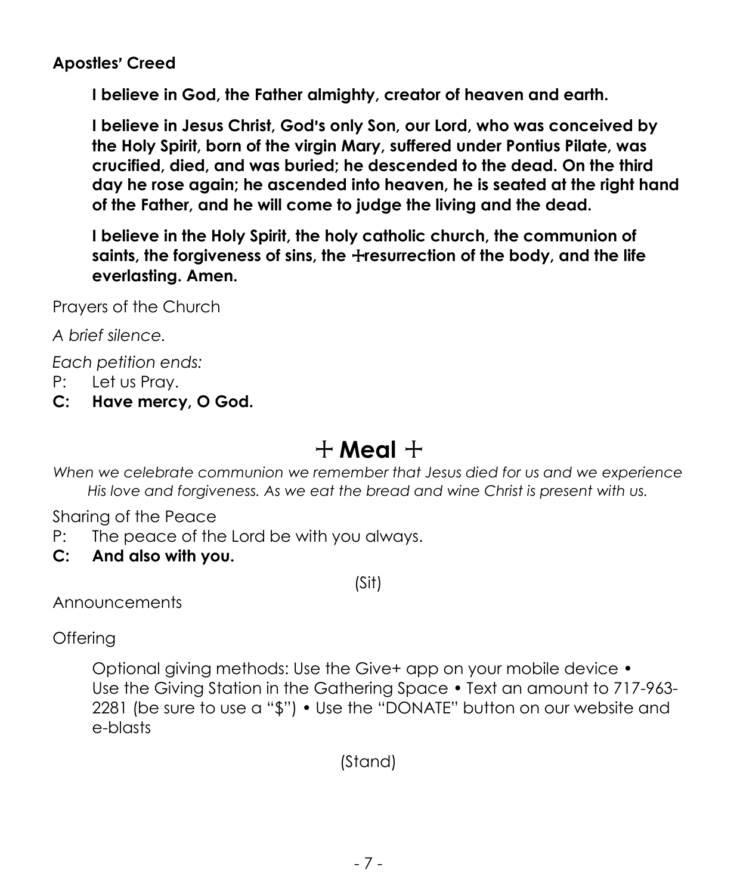**Apostles' Creed**

**I believe in God, the Father almighty, creator of heaven and earth.**

**I believe in Jesus Christ, God's only Son, our Lord, who was conceived by the Holy Spirit, born of the virgin Mary, suffered under Pontius Pilate, was crucified, died, and was buried; he descended to the dead. On the third day he rose again; he ascended into heaven, he is seated at the right hand of the Father, and he will come to judge the living and the dead.**

**I believe in the Holy Spirit, the holy catholic church, the communion of saints, the forgiveness of sins, the ☩resurrection of the body, and the life everlasting. Amen.**

Prayers of the Church

*A brief silence.*

*Each petition ends:*

P: Let us Pray.

**C: Have mercy, O God.**

# ☩ Meal ☩

*When we celebrate communion we remember that Jesus died for us and we experience His love and forgiveness. As we eat the bread and wine Christ is present with us.*

Sharing of the Peace

P: The peace of the Lord be with you always.

**C: And also with you.**

(Sit)

Announcements

Offering

Optional giving methods: Use the Give+ app on your mobile device • Use the Giving Station in the Gathering Space • Text an amount to 717-963-2281 (be sure to use a "$") • Use the "DONATE" button on our website and e-blasts

(Stand)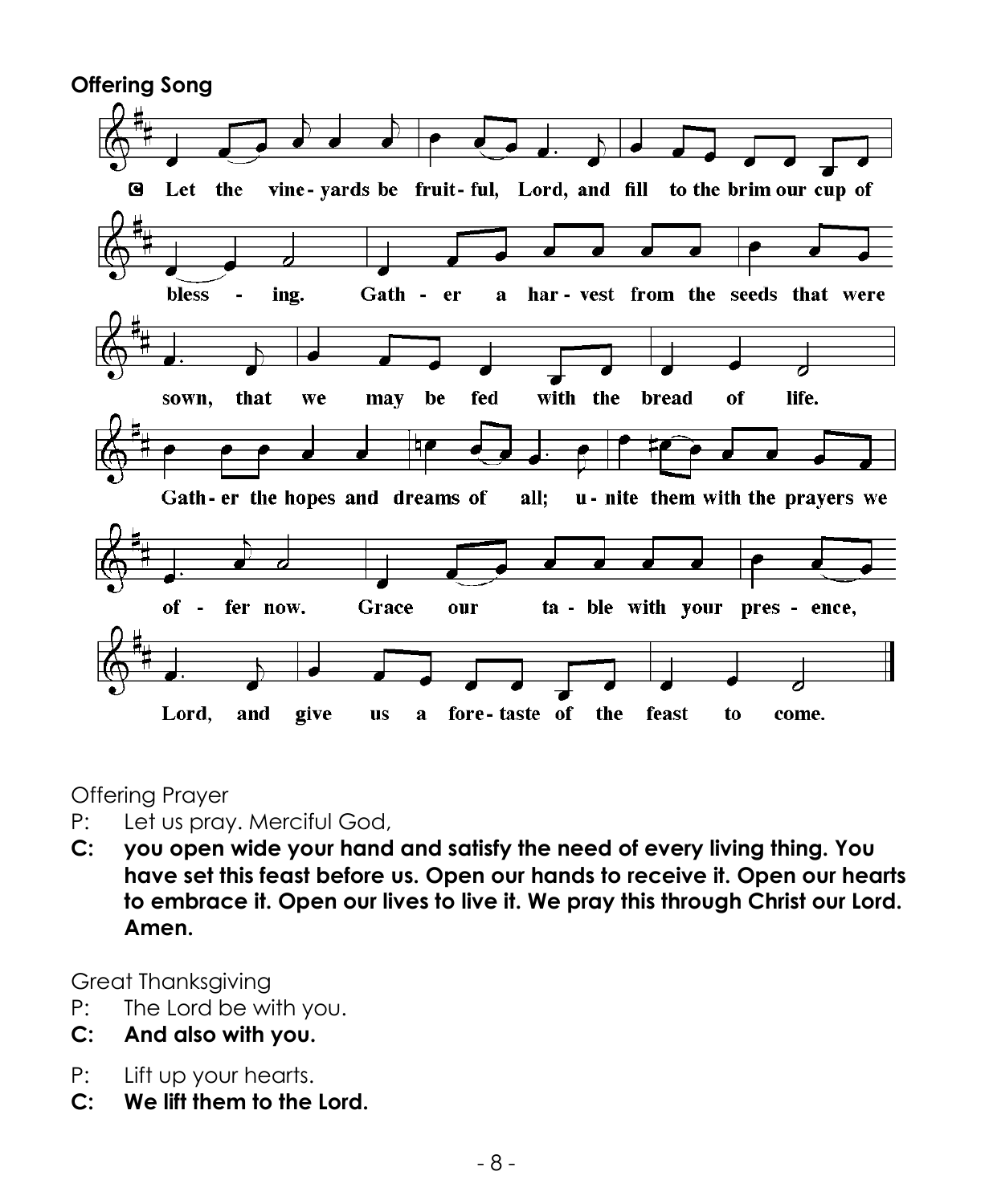**Offering Song**

C Let the vine-yards be fruit-ful, Lord, and fill to the brim our cup of bless - ing. Gath - er a har-vest from the seeds that were sown, that we may be fed with the bread of life. Gath-er the hopes and dreams of all; u-nite them with the prayers we of - fer now. Grace our ta - ble with your pres - ence, Lord, and give us a fore-taste of the feast to come.

Offering Prayer

P: Let us pray. Merciful God,

**C: you open wide your hand and satisfy the need of every living thing. You have set this feast before us. Open our hands to receive it. Open our hearts to embrace it. Open our lives to live it. We pray this through Christ our Lord. Amen.**

Great Thanksgiving

P: The Lord be with you.

**C: And also with you.**

P: Lift up your hearts.

**C: We lift them to the Lord.**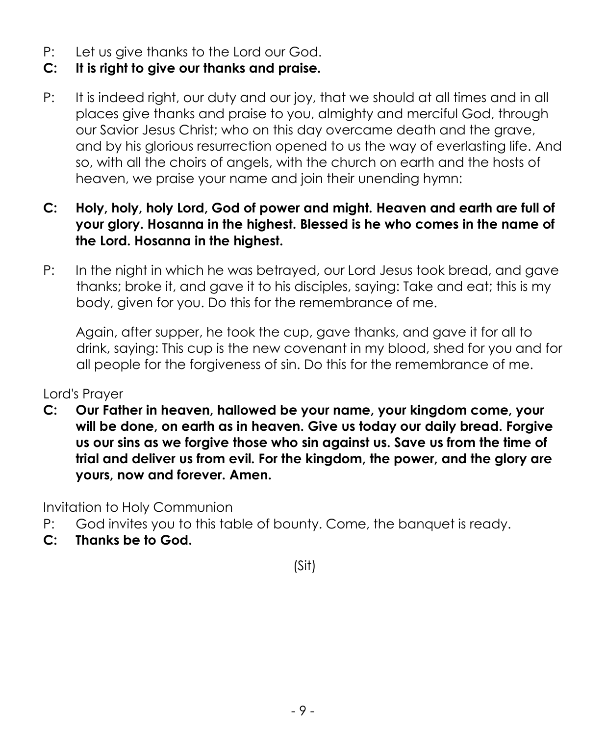P: Let us give thanks to the Lord our God.

**C: It is right to give our thanks and praise.**

P: It is indeed right, our duty and our joy, that we should at all times and in all places give thanks and praise to you, almighty and merciful God, through our Savior Jesus Christ; who on this day overcame death and the grave, and by his glorious resurrection opened to us the way of everlasting life. And so, with all the choirs of angels, with the church on earth and the hosts of heaven, we praise your name and join their unending hymn:

**C: Holy, holy, holy Lord, God of power and might. Heaven and earth are full of your glory. Hosanna in the highest. Blessed is he who comes in the name of the Lord. Hosanna in the highest.**

P: In the night in which he was betrayed, our Lord Jesus took bread, and gave thanks; broke it, and gave it to his disciples, saying: Take and eat; this is my body, given for you. Do this for the remembrance of me.

Again, after supper, he took the cup, gave thanks, and gave it for all to drink, saying: This cup is the new covenant in my blood, shed for you and for all people for the forgiveness of sin. Do this for the remembrance of me.

Lord's Prayer

**C: Our Father in heaven, hallowed be your name, your kingdom come, your will be done, on earth as in heaven. Give us today our daily bread. Forgive us our sins as we forgive those who sin against us. Save us from the time of trial and deliver us from evil. For the kingdom, the power, and the glory are yours, now and forever. Amen.**

Invitation to Holy Communion

P: God invites you to this table of bounty. Come, the banquet is ready.

**C: Thanks be to God.**

(Sit)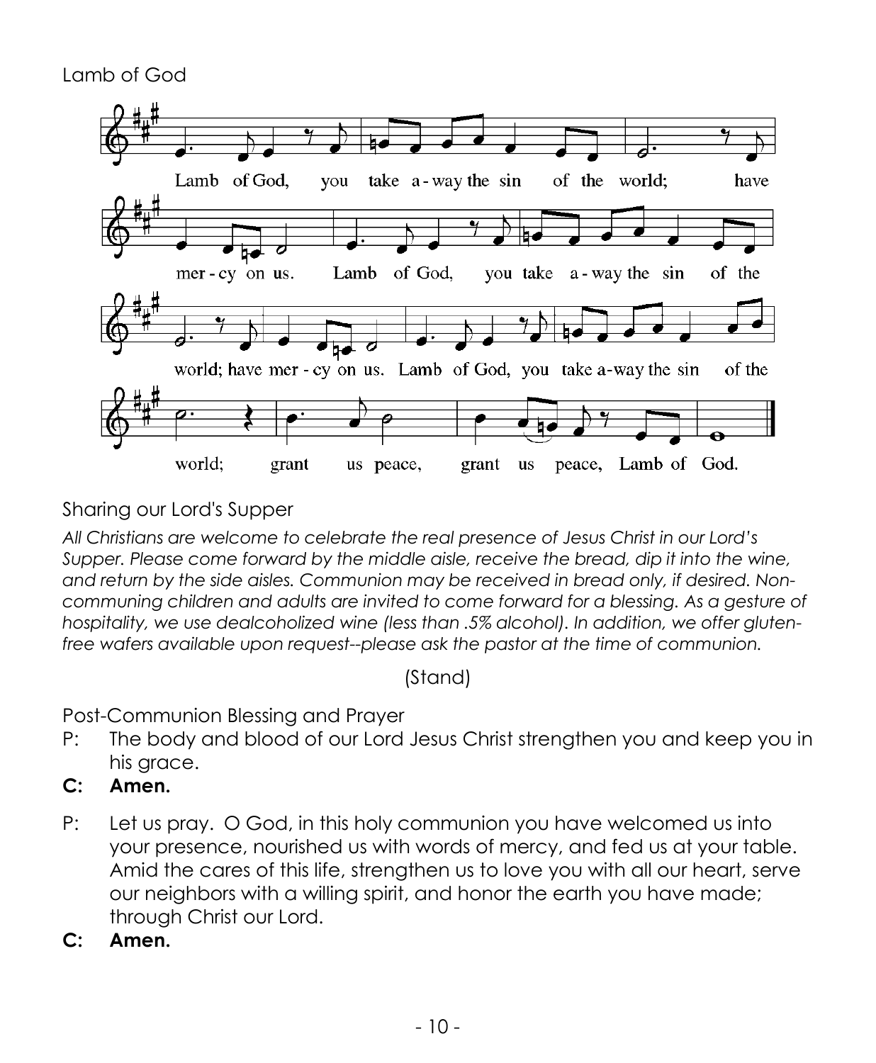## Lamb of God

Lamb of God, you take a-way the sin of the world; have mer-cy on us. Lamb of God, you take a-way the sin of the world; have mer-cy on us. Lamb of God, you take a-way the sin of the world; grant us peace, grant us peace, Lamb of God.

## Sharing our Lord's Supper

*All Christians are welcome to celebrate the real presence of Jesus Christ in our Lord's Supper. Please come forward by the middle aisle, receive the bread, dip it into the wine, and return by the side aisles. Communion may be received in bread only, if desired. Non-communing children and adults are invited to come forward for a blessing. As a gesture of hospitality, we use dealcoholized wine (less than .5% alcohol). In addition, we offer gluten-free wafers available upon request--please ask the pastor at the time of communion.*

(Stand)

## Post-Communion Blessing and Prayer

P: The body and blood of our Lord Jesus Christ strengthen you and keep you in his grace.

**C: Amen.**

P: Let us pray. O God, in this holy communion you have welcomed us into your presence, nourished us with words of mercy, and fed us at your table. Amid the cares of this life, strengthen us to love you with all our heart, serve our neighbors with a willing spirit, and honor the earth you have made; through Christ our Lord.

**C: Amen.**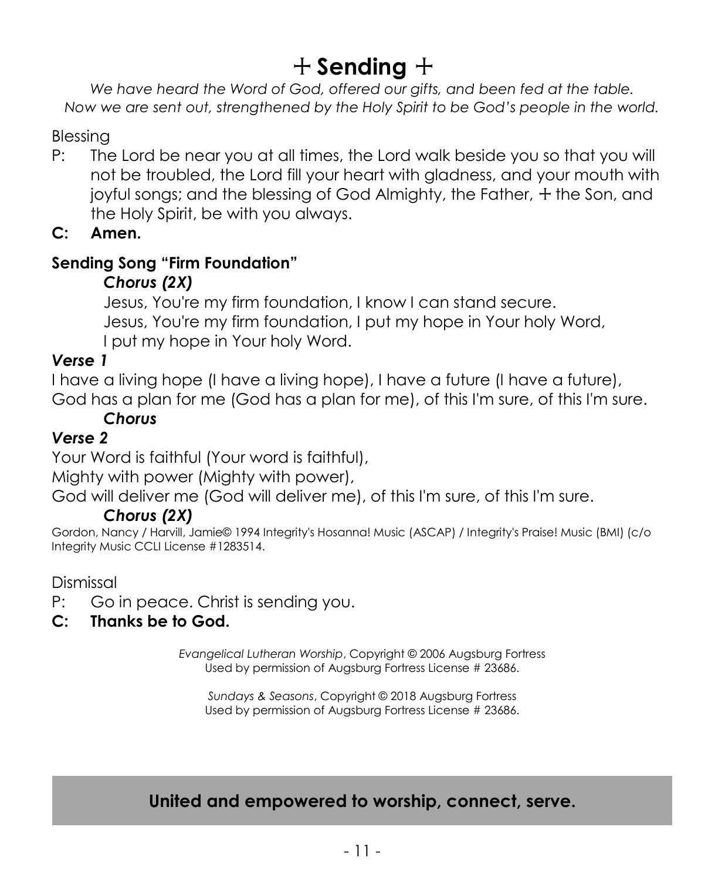# ☩ Sending ☩

*We have heard the Word of God, offered our gifts, and been fed at the table.*
*Now we are sent out, strengthened by the Holy Spirit to be God's people in the world.*

Blessing

P: The Lord be near you at all times, the Lord walk beside you so that you will not be troubled, the Lord fill your heart with gladness, and your mouth with joyful songs; and the blessing of God Almighty, the Father, ☩ the Son, and the Holy Spirit, be with you always.

**C: Amen.**

**Sending Song "Firm Foundation"**

***Chorus (2X)***

Jesus, You're my firm foundation, I know I can stand secure.
Jesus, You're my firm foundation, I put my hope in Your holy Word,
I put my hope in Your holy Word.

***Verse 1***

I have a living hope (I have a living hope), I have a future (I have a future),
God has a plan for me (God has a plan for me), of this I'm sure, of this I'm sure.

***Chorus***

***Verse 2***

Your Word is faithful (Your word is faithful),
Mighty with power (Mighty with power),
God will deliver me (God will deliver me), of this I'm sure, of this I'm sure.

***Chorus (2X)***

Gordon, Nancy / Harvill, Jamie© 1994 Integrity's Hosanna! Music (ASCAP) / Integrity's Praise! Music (BMI) (c/o Integrity Music CCLI License #1283514.

Dismissal

P: Go in peace. Christ is sending you.

**C: Thanks be to God.**

*Evangelical Lutheran Worship*, Copyright © 2006 Augsburg Fortress
Used by permission of Augsburg Fortress License # 23686.

*Sundays & Seasons*, Copyright © 2018 Augsburg Fortress
Used by permission of Augsburg Fortress License # 23686.

**United and empowered to worship, connect, serve.**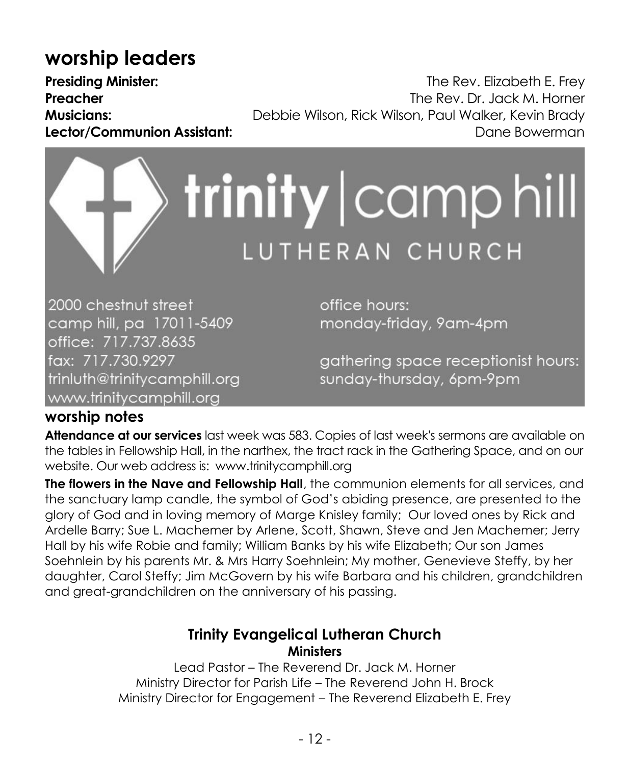## worship leaders

**Presiding Minister:** The Rev. Elizabeth E. Frey
**Preacher** The Rev. Dr. Jack M. Horner
**Musicians:** Debbie Wilson, Rick Wilson, Paul Walker, Kevin Brady
**Lector/Communion Assistant:** Dane Bowerman

trinity | camp hill
LUTHERAN CHURCH

2000 chestnut street
camp hill, pa 17011-5409
office: 717.737.8635
fax: 717.730.9297
trinluth@trinitycamphill.org
www.trinitycamphill.org

office hours:
monday-friday, 9am-4pm

gathering space receptionist hours:
sunday-thursday, 6pm-9pm

## worship notes

**Attendance at our services** last week was 583. Copies of last week's sermons are available on the tables in Fellowship Hall, in the narthex, the tract rack in the Gathering Space, and on our website. Our web address is: www.trinitycamphill.org

**The flowers in the Nave and Fellowship Hall**, the communion elements for all services, and the sanctuary lamp candle, the symbol of God's abiding presence, are presented to the glory of God and in loving memory of Marge Knisley family; Our loved ones by Rick and Ardelle Barry; Sue L. Machemer by Arlene, Scott, Shawn, Steve and Jen Machemer; Jerry Hall by his wife Robie and family; William Banks by his wife Elizabeth; Our son James Soehnlein by his parents Mr. & Mrs Harry Soehnlein; My mother, Genevieve Steffy, by her daughter, Carol Steffy; Jim McGovern by his wife Barbara and his children, grandchildren and great-grandchildren on the anniversary of his passing.

**Trinity Evangelical Lutheran Church**
**Ministers**

Lead Pastor – The Reverend Dr. Jack M. Horner
Ministry Director for Parish Life – The Reverend John H. Brock
Ministry Director for Engagement – The Reverend Elizabeth E. Frey